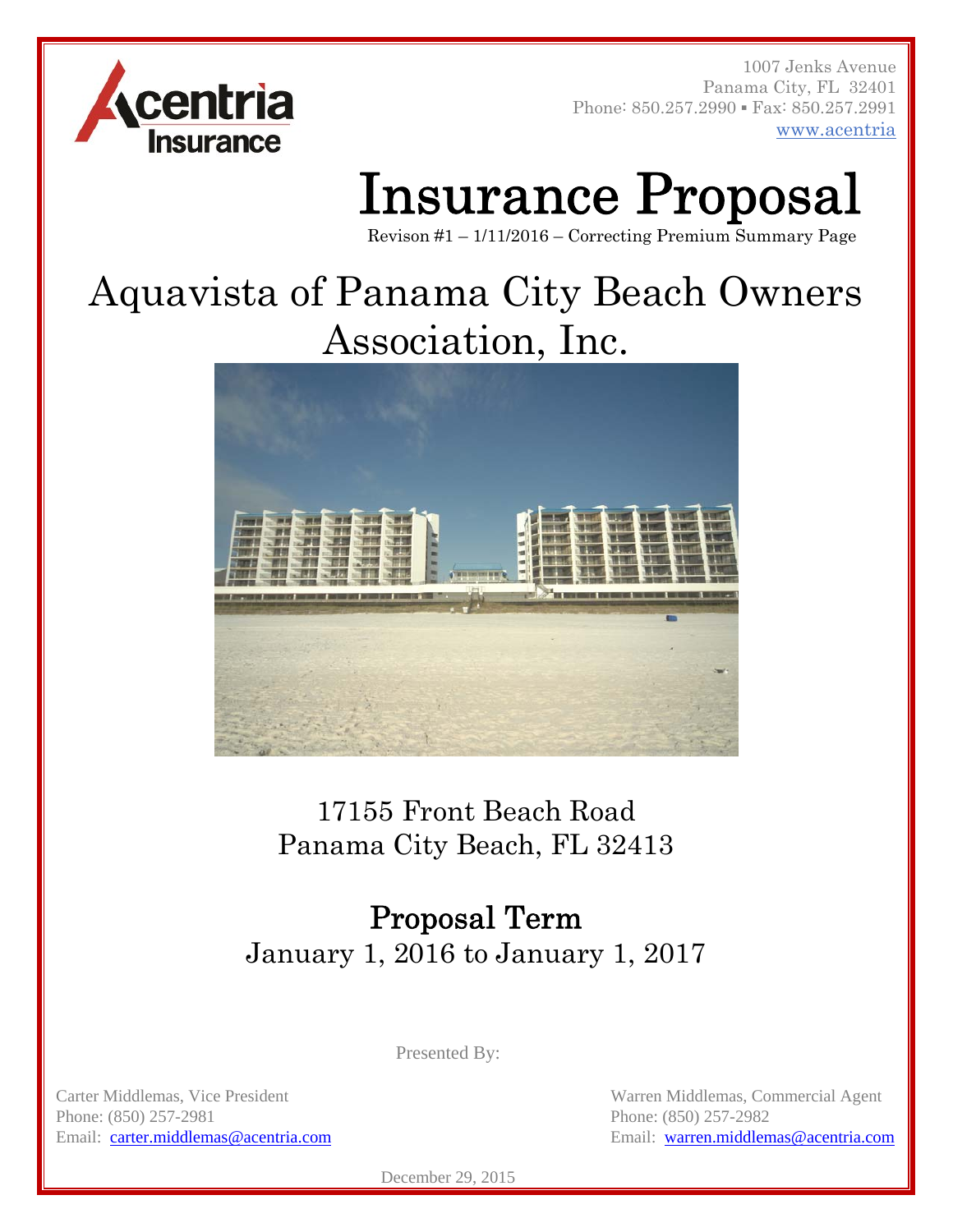1007 Jenks Avenue
Panama City, FL 32401
Phone: 850.257.2990 ▪ Fax: 850.257.2991
www.acentria

# Insurance Proposal

Revison #1 – 1/11/2016 – Correcting Premium Summary Page

# Aquavista of Panama City Beach Owners Association, Inc.

17155 Front Beach Road
Panama City Beach, FL 32413

## Proposal Term

January 1, 2016 to January 1, 2017

Presented By:

Carter Middlemas, Vice President
Phone: (850) 257-2981
Email: carter.middlemas@acentria.com

Warren Middlemas, Commercial Agent
Phone: (850) 257-2982
Email: warren.middlemas@acentria.com

December 29, 2015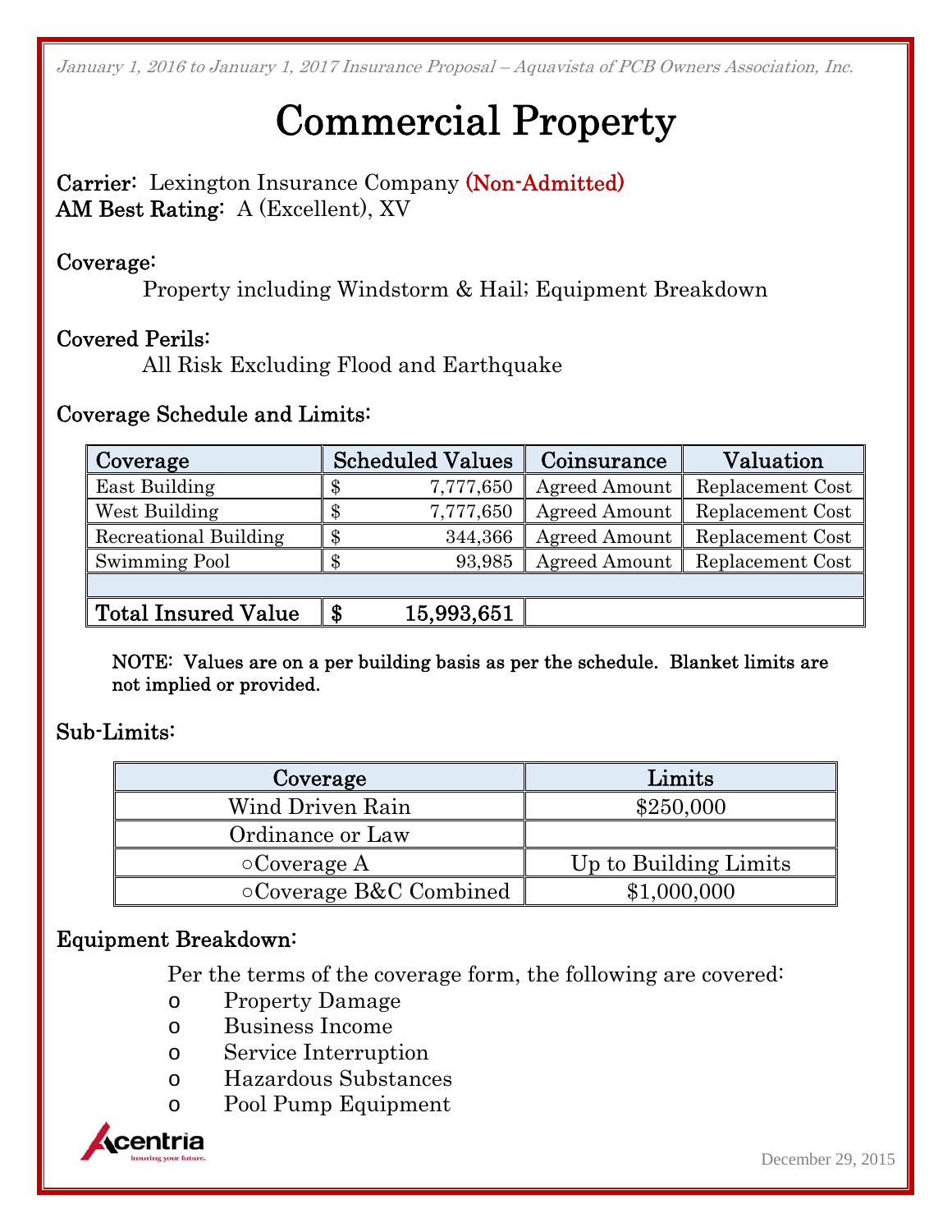# Commercial Property

**Carrier:** Lexington Insurance Company (Non-Admitted)
**AM Best Rating:** A (Excellent), XV

**Coverage:**

Property including Windstorm & Hail; Equipment Breakdown

**Covered Perils:**

All Risk Excluding Flood and Earthquake

**Coverage Schedule and Limits:**

| Coverage | Scheduled Values | Coinsurance | Valuation |
|---|---|---|---|
| East Building | $ 7,777,650 | Agreed Amount | Replacement Cost |
| West Building | $ 7,777,650 | Agreed Amount | Replacement Cost |
| Recreational Building | $ 344,366 | Agreed Amount | Replacement Cost |
| Swimming Pool | $ 93,985 | Agreed Amount | Replacement Cost |
| | | | |
| **Total Insured Value** | **$ 15,993,651** | | |

**NOTE: Values are on a per building basis as per the schedule. Blanket limits are not implied or provided.**

**Sub-Limits:**

| Coverage | Limits |
|---|---|
| Wind Driven Rain | $250,000 |
| Ordinance or Law | |
| ○Coverage A | Up to Building Limits |
| ○Coverage B&C Combined | $1,000,000 |

**Equipment Breakdown:**

Per the terms of the coverage form, the following are covered:

- Property Damage
- Business Income
- Service Interruption
- Hazardous Substances
- Pool Pump Equipment

Acentria
Insuring your future.

December 29, 2015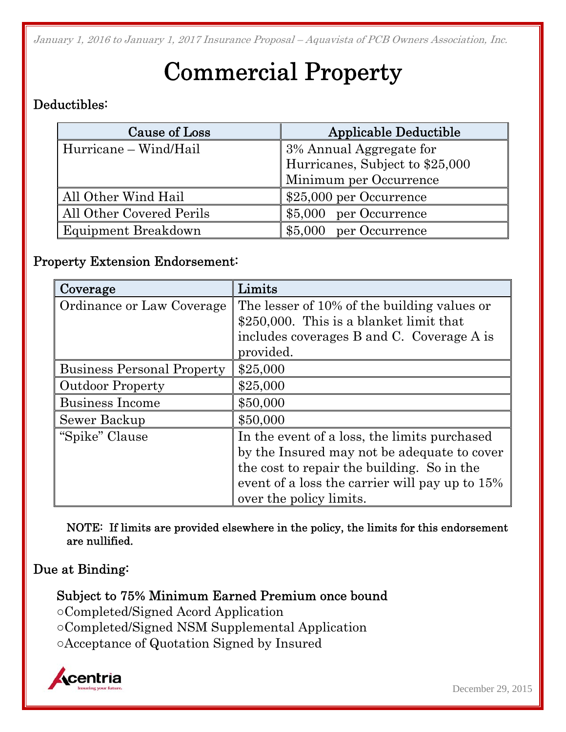# Commercial Property

Deductibles:

| Cause of Loss | Applicable Deductible |
|---|---|
| Hurricane – Wind/Hail | 3% Annual Aggregate for Hurricanes, Subject to $25,000 Minimum per Occurrence |
| All Other Wind Hail | $25,000 per Occurrence |
| All Other Covered Perils | $5,000 per Occurrence |
| Equipment Breakdown | $5,000 per Occurrence |

Property Extension Endorsement:

| Coverage | Limits |
|---|---|
| Ordinance or Law Coverage | The lesser of 10% of the building values or $250,000. This is a blanket limit that includes coverages B and C. Coverage A is provided. |
| Business Personal Property | $25,000 |
| Outdoor Property | $25,000 |
| Business Income | $50,000 |
| Sewer Backup | $50,000 |
| "Spike" Clause | In the event of a loss, the limits purchased by the Insured may not be adequate to cover the cost to repair the building. So in the event of a loss the carrier will pay up to 15% over the policy limits. |

**NOTE: If limits are provided elsewhere in the policy, the limits for this endorsement are nullified.**

Due at Binding:

**Subject to 75% Minimum Earned Premium once bound**

○Completed/Signed Acord Application
○Completed/Signed NSM Supplemental Application
○Acceptance of Quotation Signed by Insured

December 29, 2015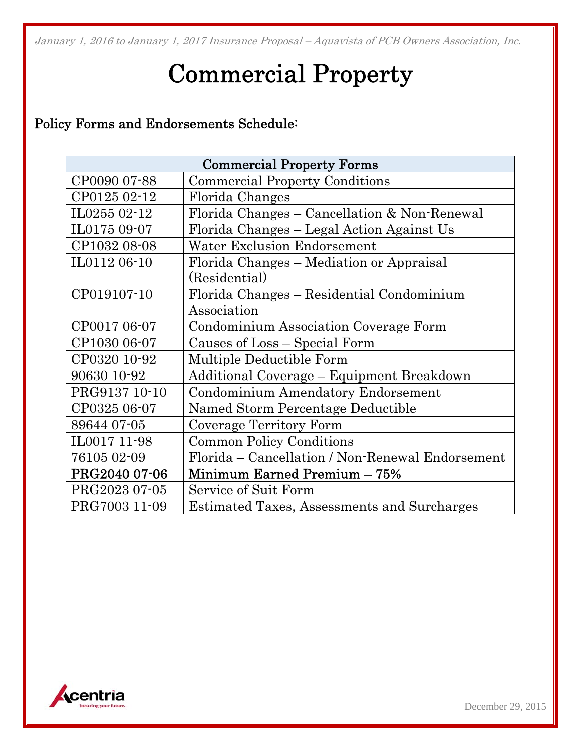# Commercial Property

**Policy Forms and Endorsements Schedule:**

| Commercial Property Forms | |
|---|---|
| CP0090 07-88 | Commercial Property Conditions |
| CP0125 02-12 | Florida Changes |
| IL0255 02-12 | Florida Changes – Cancellation & Non-Renewal |
| IL0175 09-07 | Florida Changes – Legal Action Against Us |
| CP1032 08-08 | Water Exclusion Endorsement |
| IL0112 06-10 | Florida Changes – Mediation or Appraisal (Residential) |
| CP019107-10 | Florida Changes – Residential Condominium Association |
| CP0017 06-07 | Condominium Association Coverage Form |
| CP1030 06-07 | Causes of Loss – Special Form |
| CP0320 10-92 | Multiple Deductible Form |
| 90630 10-92 | Additional Coverage – Equipment Breakdown |
| PRG9137 10-10 | Condominium Amendatory Endorsement |
| CP0325 06-07 | Named Storm Percentage Deductible |
| 89644 07-05 | Coverage Territory Form |
| IL0017 11-98 | Common Policy Conditions |
| 76105 02-09 | Florida – Cancellation / Non-Renewal Endorsement |
| **PRG2040 07-06** | **Minimum Earned Premium – 75%** |
| PRG2023 07-05 | Service of Suit Form |
| PRG7003 11-09 | Estimated Taxes, Assessments and Surcharges |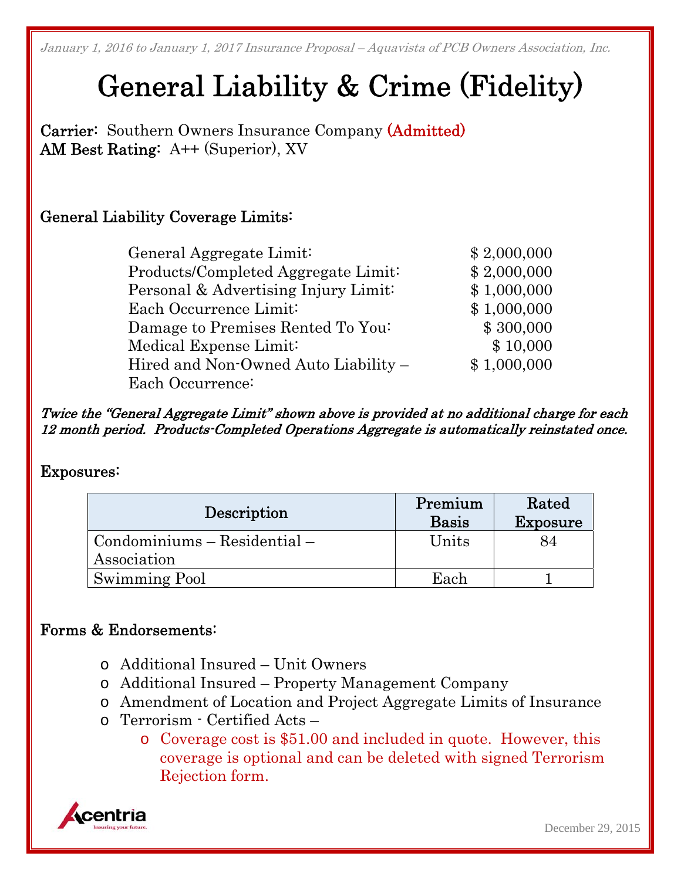# General Liability & Crime (Fidelity)

**Carrier:** Southern Owners Insurance Company (Admitted)
**AM Best Rating:** A++ (Superior), XV

**General Liability Coverage Limits:**

| | |
|---|---|
| General Aggregate Limit: | $ 2,000,000 |
| Products/Completed Aggregate Limit: | $ 2,000,000 |
| Personal & Advertising Injury Limit: | $ 1,000,000 |
| Each Occurrence Limit: | $ 1,000,000 |
| Damage to Premises Rented To You: | $ 300,000 |
| Medical Expense Limit: | $ 10,000 |
| Hired and Non-Owned Auto Liability – Each Occurrence: | $ 1,000,000 |

***Twice the "General Aggregate Limit" shown above is provided at no additional charge for each 12 month period. Products-Completed Operations Aggregate is automatically reinstated once.***

**Exposures:**

| Description | Premium Basis | Rated Exposure |
|---|---|---|
| Condominiums – Residential – Association | Units | 84 |
| Swimming Pool | Each | 1 |

**Forms & Endorsements:**

- Additional Insured – Unit Owners
- Additional Insured – Property Management Company
- Amendment of Location and Project Aggregate Limits of Insurance
- Terrorism - Certified Acts –
  - Coverage cost is $51.00 and included in quote. However, this coverage is optional and can be deleted with signed Terrorism Rejection form.

Acentria
Insuring your future.

December 29, 2015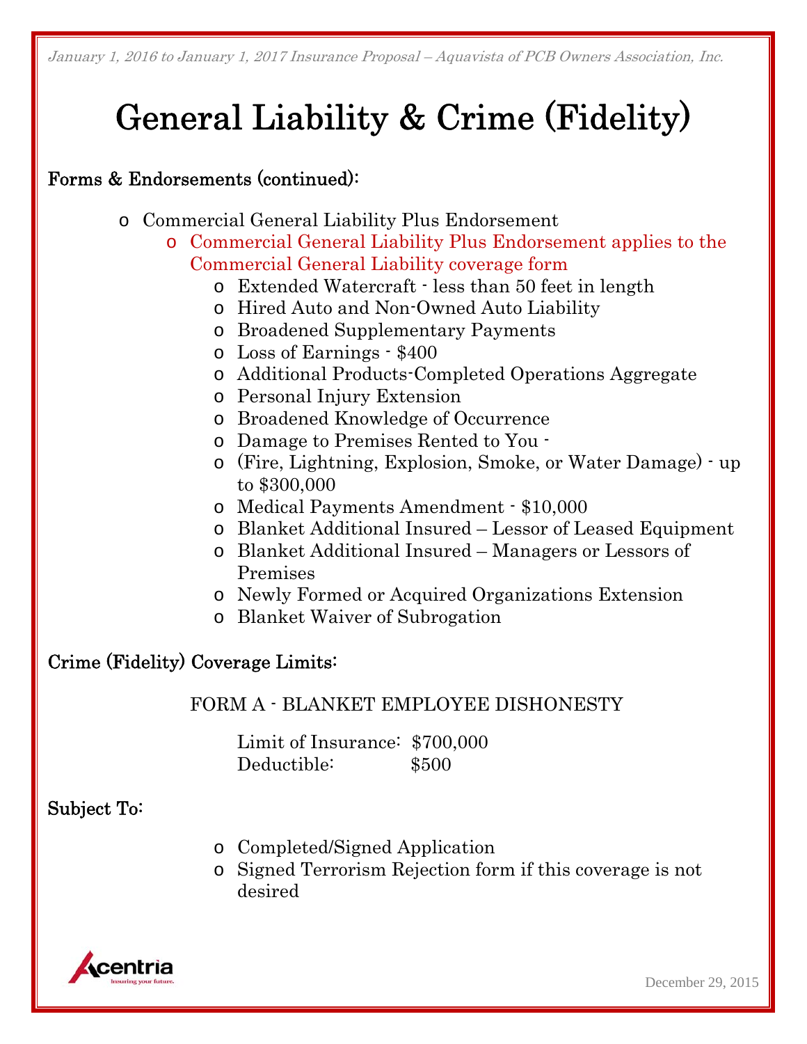# General Liability & Crime (Fidelity)

**Forms & Endorsements (continued):**

- Commercial General Liability Plus Endorsement
  - Commercial General Liability Plus Endorsement applies to the Commercial General Liability coverage form
    - Extended Watercraft - less than 50 feet in length
    - Hired Auto and Non-Owned Auto Liability
    - Broadened Supplementary Payments
    - Loss of Earnings - $400
    - Additional Products-Completed Operations Aggregate
    - Personal Injury Extension
    - Broadened Knowledge of Occurrence
    - Damage to Premises Rented to You -
    - (Fire, Lightning, Explosion, Smoke, or Water Damage) - up to $300,000
    - Medical Payments Amendment - $10,000
    - Blanket Additional Insured – Lessor of Leased Equipment
    - Blanket Additional Insured – Managers or Lessors of Premises
    - Newly Formed or Acquired Organizations Extension
    - Blanket Waiver of Subrogation

**Crime (Fidelity) Coverage Limits:**

FORM A - BLANKET EMPLOYEE DISHONESTY

| | |
|---|---|
| Limit of Insurance: | $700,000 |
| Deductible: | $500 |

**Subject To:**

- Completed/Signed Application
- Signed Terrorism Rejection form if this coverage is not desired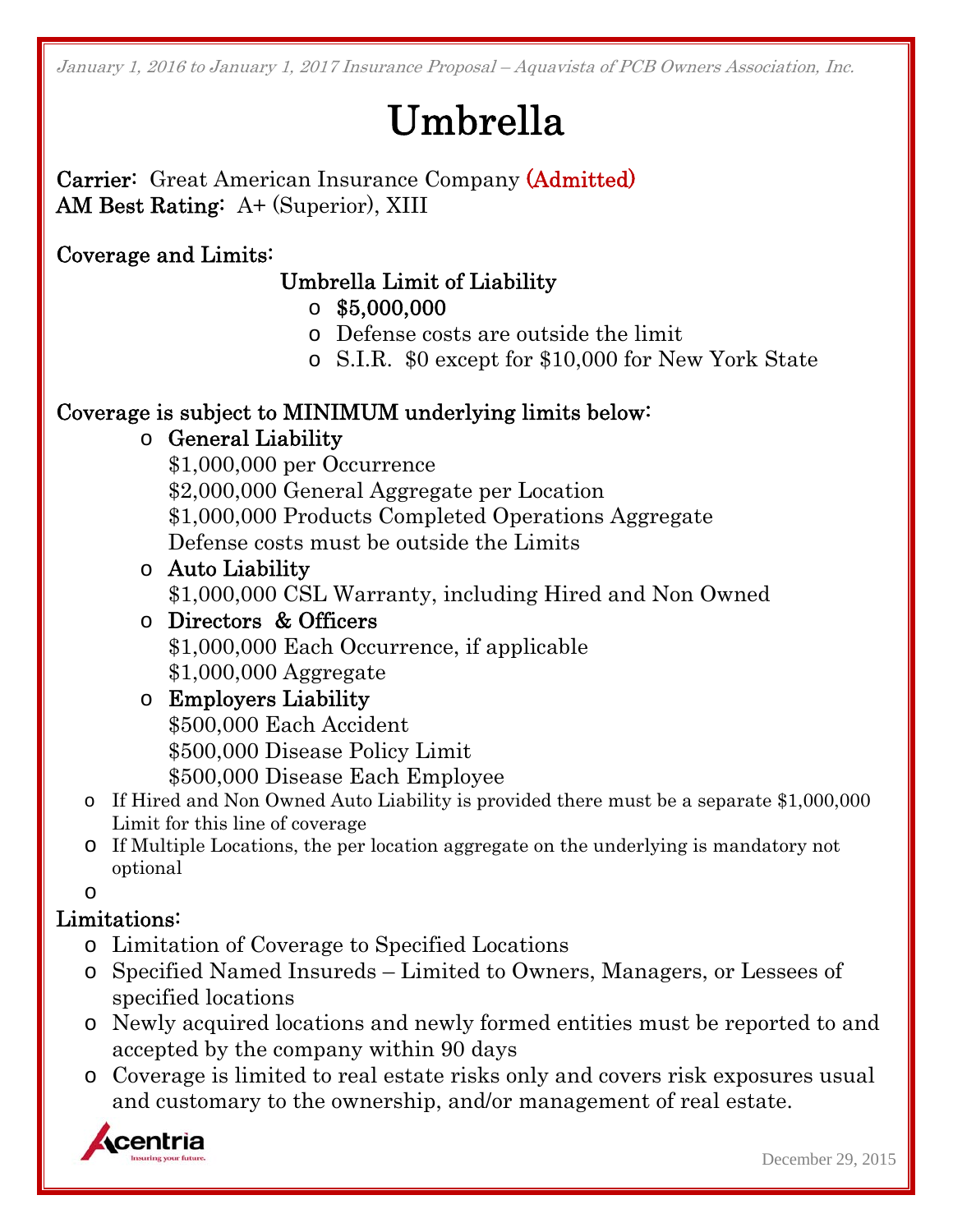# Umbrella

**Carrier:** Great American Insurance Company (Admitted)
**AM Best Rating:** A+ (Superior), XIII

**Coverage and Limits:**

**Umbrella Limit of Liability**

- **$5,000,000**
- Defense costs are outside the limit
- S.I.R. $0 except for $10,000 for New York State

**Coverage is subject to MINIMUM underlying limits below:**

- **General Liability**
  $1,000,000 per Occurrence
  $2,000,000 General Aggregate per Location
  $1,000,000 Products Completed Operations Aggregate
  Defense costs must be outside the Limits
- **Auto Liability**
  $1,000,000 CSL Warranty, including Hired and Non Owned
- **Directors & Officers**
  $1,000,000 Each Occurrence, if applicable
  $1,000,000 Aggregate
- **Employers Liability**
  $500,000 Each Accident
  $500,000 Disease Policy Limit
  $500,000 Disease Each Employee

- If Hired and Non Owned Auto Liability is provided there must be a separate $1,000,000 Limit for this line of coverage
- If Multiple Locations, the per location aggregate on the underlying is mandatory not optional

**Limitations:**

- Limitation of Coverage to Specified Locations
- Specified Named Insureds – Limited to Owners, Managers, or Lessees of specified locations
- Newly acquired locations and newly formed entities must be reported to and accepted by the company within 90 days
- Coverage is limited to real estate risks only and covers risk exposures usual and customary to the ownership, and/or management of real estate.

December 29, 2015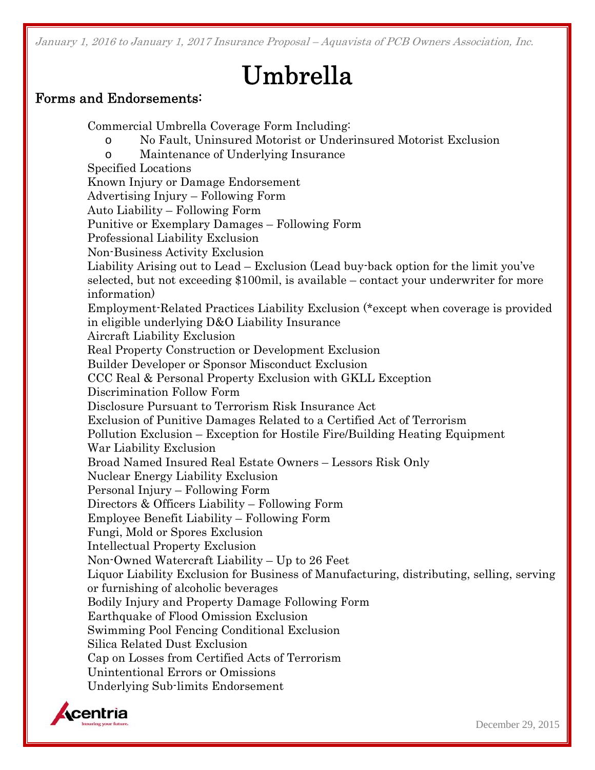# Umbrella

## Forms and Endorsements:

Commercial Umbrella Coverage Form Including:
- No Fault, Uninsured Motorist or Underinsured Motorist Exclusion
- Maintenance of Underlying Insurance

Specified Locations
Known Injury or Damage Endorsement
Advertising Injury – Following Form
Auto Liability – Following Form
Punitive or Exemplary Damages – Following Form
Professional Liability Exclusion
Non-Business Activity Exclusion
Liability Arising out to Lead – Exclusion (Lead buy-back option for the limit you've selected, but not exceeding $100mil, is available – contact your underwriter for more information)
Employment-Related Practices Liability Exclusion (*except when coverage is provided in eligible underlying D&O Liability Insurance
Aircraft Liability Exclusion
Real Property Construction or Development Exclusion
Builder Developer or Sponsor Misconduct Exclusion
CCC Real & Personal Property Exclusion with GKLL Exception
Discrimination Follow Form
Disclosure Pursuant to Terrorism Risk Insurance Act
Exclusion of Punitive Damages Related to a Certified Act of Terrorism
Pollution Exclusion – Exception for Hostile Fire/Building Heating Equipment
War Liability Exclusion
Broad Named Insured Real Estate Owners – Lessors Risk Only
Nuclear Energy Liability Exclusion
Personal Injury – Following Form
Directors & Officers Liability – Following Form
Employee Benefit Liability – Following Form
Fungi, Mold or Spores Exclusion
Intellectual Property Exclusion
Non-Owned Watercraft Liability – Up to 26 Feet
Liquor Liability Exclusion for Business of Manufacturing, distributing, selling, serving or furnishing of alcoholic beverages
Bodily Injury and Property Damage Following Form
Earthquake of Flood Omission Exclusion
Swimming Pool Fencing Conditional Exclusion
Silica Related Dust Exclusion
Cap on Losses from Certified Acts of Terrorism
Unintentional Errors or Omissions
Underlying Sub-limits Endorsement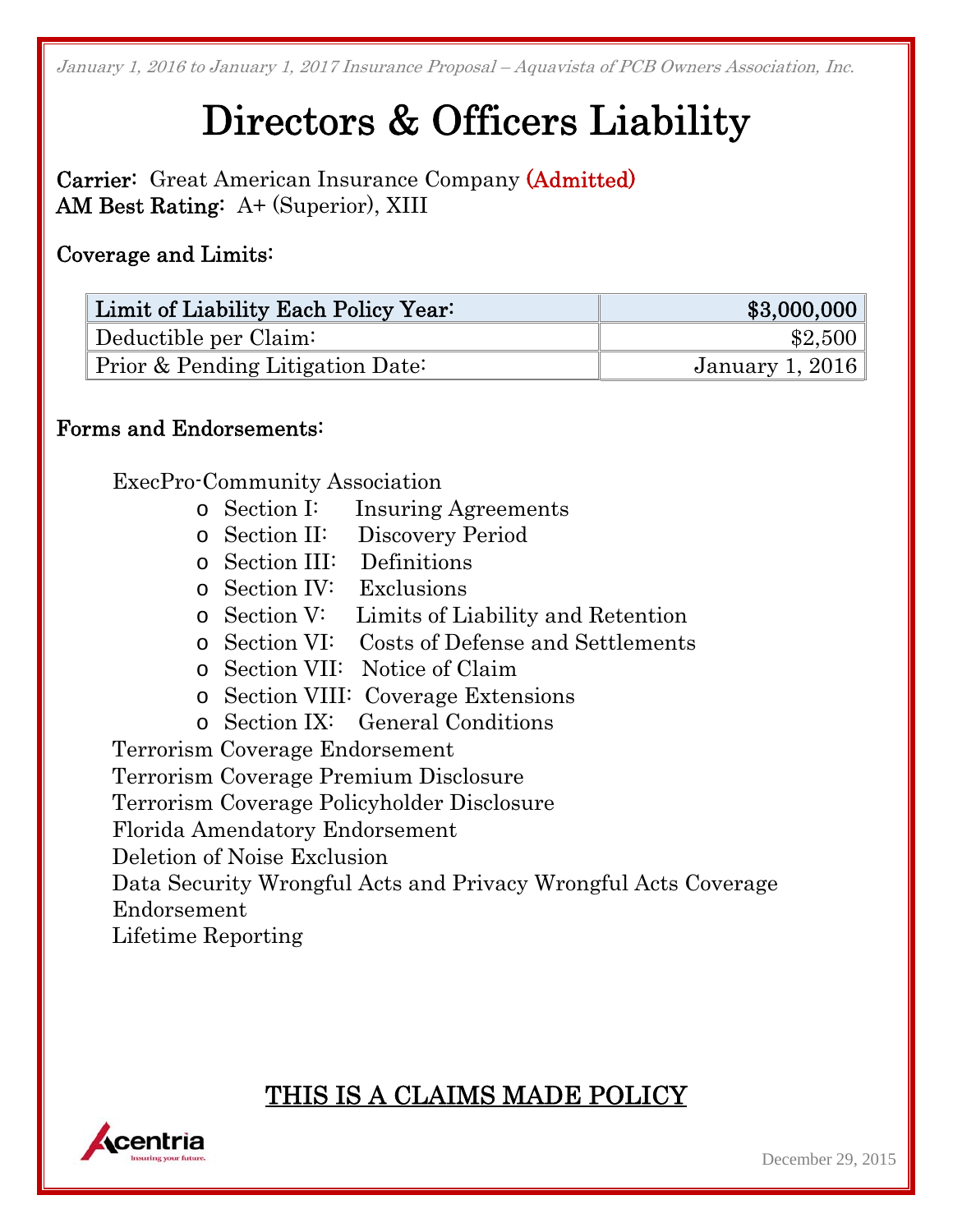# Directors & Officers Liability

**Carrier:** Great American Insurance Company (Admitted)
**AM Best Rating:** A+ (Superior), XIII

**Coverage and Limits:**

| | |
|---|---|
| **Limit of Liability Each Policy Year:** | **$3,000,000** |
| Deductible per Claim: | $2,500 |
| Prior & Pending Litigation Date: | January 1, 2016 |

**Forms and Endorsements:**

ExecPro-Community Association

- Section I: Insuring Agreements
- Section II: Discovery Period
- Section III: Definitions
- Section IV: Exclusions
- Section V: Limits of Liability and Retention
- Section VI: Costs of Defense and Settlements
- Section VII: Notice of Claim
- Section VIII: Coverage Extensions
- Section IX: General Conditions

Terrorism Coverage Endorsement
Terrorism Coverage Premium Disclosure
Terrorism Coverage Policyholder Disclosure
Florida Amendatory Endorsement
Deletion of Noise Exclusion
Data Security Wrongful Acts and Privacy Wrongful Acts Coverage Endorsement
Lifetime Reporting

**THIS IS A CLAIMS MADE POLICY**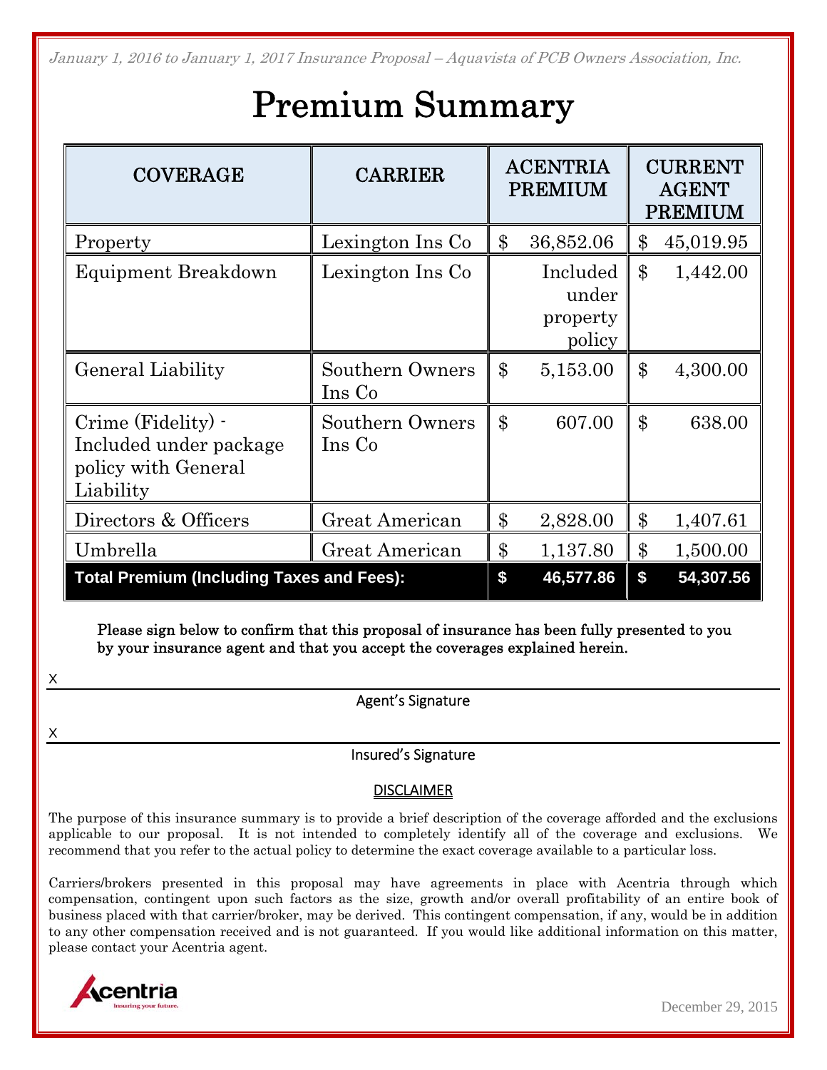# Premium Summary

| COVERAGE | CARRIER | ACENTRIA PREMIUM | CURRENT AGENT PREMIUM |
|---|---|---|---|
| Property | Lexington Ins Co | $ 36,852.06 | $ 45,019.95 |
| Equipment Breakdown | Lexington Ins Co | Included under property policy | $ 1,442.00 |
| General Liability | Southern Owners Ins Co | $ 5,153.00 | $ 4,300.00 |
| Crime (Fidelity) - Included under package policy with General Liability | Southern Owners Ins Co | $ 607.00 | $ 638.00 |
| Directors & Officers | Great American | $ 2,828.00 | $ 1,407.61 |
| Umbrella | Great American | $ 1,137.80 | $ 1,500.00 |
| **Total Premium (Including Taxes and Fees):** | | **$ 46,577.86** | **$ 54,307.56** |

**Please sign below to confirm that this proposal of insurance has been fully presented to you by your insurance agent and that you accept the coverages explained herein.**

X

Agent's Signature

X

Insured's Signature

DISCLAIMER

The purpose of this insurance summary is to provide a brief description of the coverage afforded and the exclusions applicable to our proposal. It is not intended to completely identify all of the coverage and exclusions. We recommend that you refer to the actual policy to determine the exact coverage available to a particular loss.

Carriers/brokers presented in this proposal may have agreements in place with Acentria through which compensation, contingent upon such factors as the size, growth and/or overall profitability of an entire book of business placed with that carrier/broker, may be derived. This contingent compensation, if any, would be in addition to any other compensation received and is not guaranteed. If you would like additional information on this matter, please contact your Acentria agent.

Acentria
Insuring your future.

December 29, 2015